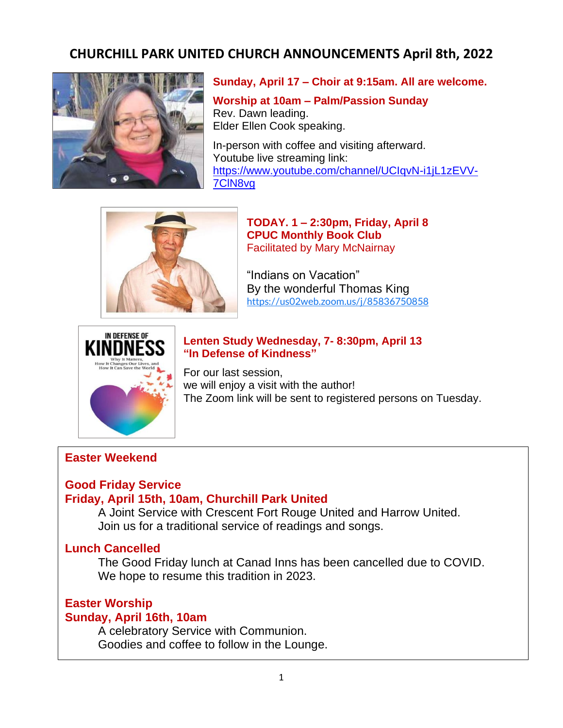# CHURCHILL PARK UNITED CHURCH ANNOUNCEMENTS April 8th, 2022

**Sunday, April 17 – Choir at 9:15am. All are welcome.**

**Worship at 10am – Palm/Passion Sunday**
Rev. Dawn leading.
Elder Ellen Cook speaking.

In-person with coffee and visiting afterward.
Youtube live streaming link:
https://www.youtube.com/channel/UCIqvN-i1jL1zEVV-7ClN8vg

**TODAY. 1 – 2:30pm, Friday, April 8**
**CPUC Monthly Book Club**
Facilitated by Mary McNairnay

"Indians on Vacation"
By the wonderful Thomas King
https://us02web.zoom.us/j/85836750858

**Lenten Study Wednesday, 7- 8:30pm, April 13**
**"In Defense of Kindness"**

For our last session,
we will enjoy a visit with the author!
The Zoom link will be sent to registered persons on Tuesday.

## Easter Weekend

**Good Friday Service**
**Friday, April 15th, 10am, Churchill Park United**

A Joint Service with Crescent Fort Rouge United and Harrow United.
Join us for a traditional service of readings and songs.

**Lunch Cancelled**

The Good Friday lunch at Canad Inns has been cancelled due to COVID.
We hope to resume this tradition in 2023.

**Easter Worship**
**Sunday, April 16th, 10am**

A celebratory Service with Communion.
Goodies and coffee to follow in the Lounge.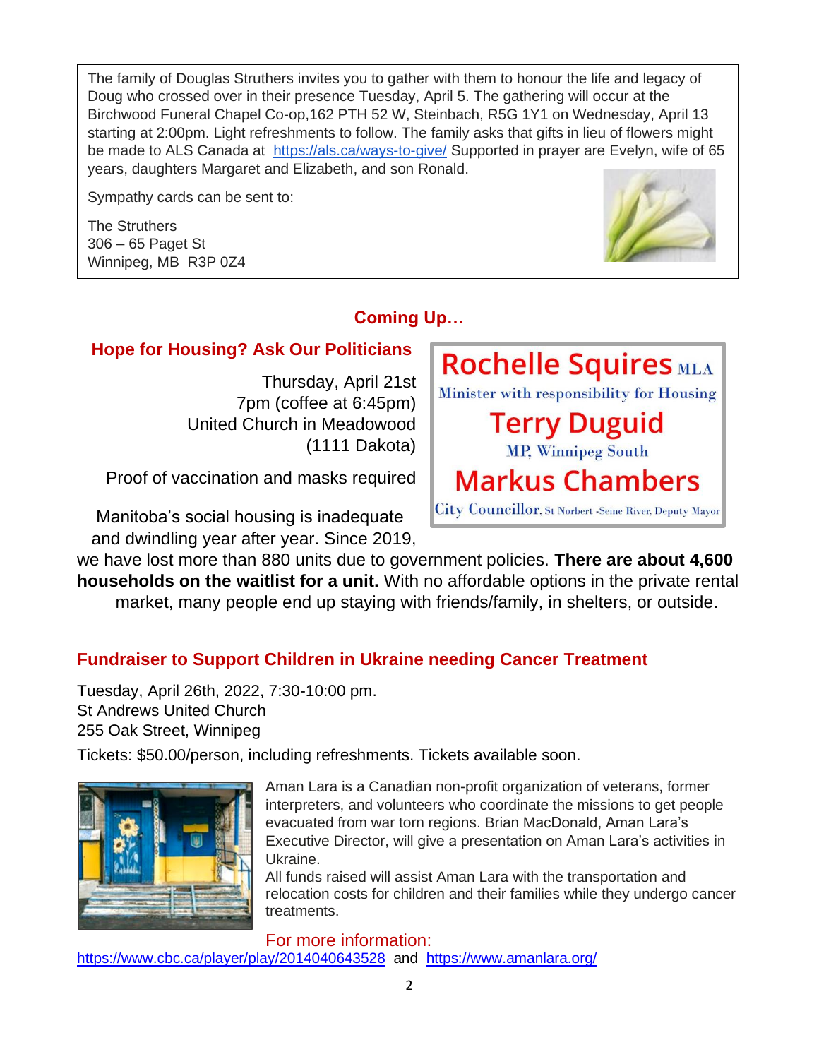The family of Douglas Struthers invites you to gather with them to honour the life and legacy of Doug who crossed over in their presence Tuesday, April 5. The gathering will occur at the Birchwood Funeral Chapel Co-op,162 PTH 52 W, Steinbach, R5G 1Y1 on Wednesday, April 13 starting at 2:00pm. Light refreshments to follow. The family asks that gifts in lieu of flowers might be made to ALS Canada at https://als.ca/ways-to-give/ Supported in prayer are Evelyn, wife of 65 years, daughters Margaret and Elizabeth, and son Ronald.

Sympathy cards can be sent to:

The Struthers
306 – 65 Paget St
Winnipeg, MB R3P 0Z4

## Coming Up…

### Hope for Housing? Ask Our Politicians

Thursday, April 21st
7pm (coffee at 6:45pm)
United Church in Meadowood
(1111 Dakota)

Proof of vaccination and masks required

**Rochelle Squires** MLA
Minister with responsibility for Housing

**Terry Duguid**
MP, Winnipeg South

**Markus Chambers**
City Councillor, St Norbert -Seine River, Deputy Mayor

Manitoba's social housing is inadequate and dwindling year after year. Since 2019, we have lost more than 880 units due to government policies. **There are about 4,600 households on the waitlist for a unit.** With no affordable options in the private rental market, many people end up staying with friends/family, in shelters, or outside.

### Fundraiser to Support Children in Ukraine needing Cancer Treatment

Tuesday, April 26th, 2022, 7:30-10:00 pm.
St Andrews United Church
255 Oak Street, Winnipeg

Tickets: $50.00/person, including refreshments. Tickets available soon.

Aman Lara is a Canadian non-profit organization of veterans, former interpreters, and volunteers who coordinate the missions to get people evacuated from war torn regions. Brian MacDonald, Aman Lara's Executive Director, will give a presentation on Aman Lara's activities in Ukraine.

All funds raised will assist Aman Lara with the transportation and relocation costs for children and their families while they undergo cancer treatments.

For more information:
https://www.cbc.ca/player/play/2014040643528 and https://www.amanlara.org/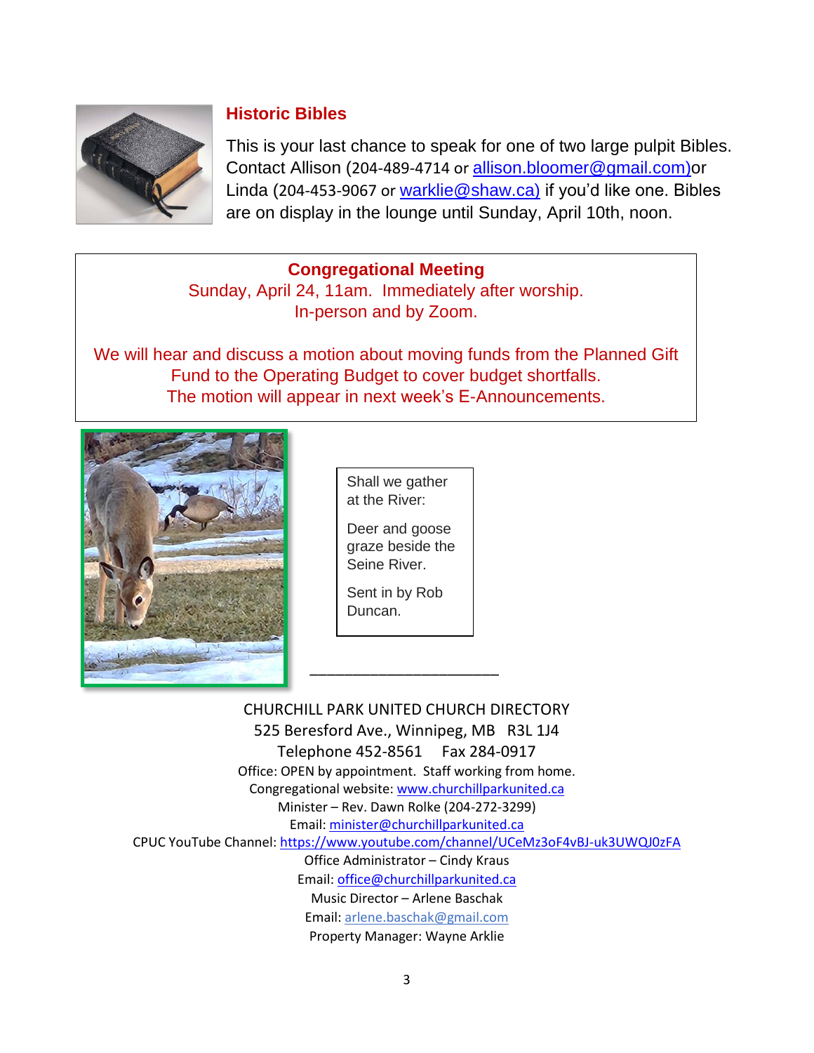## Historic Bibles

This is your last chance to speak for one of two large pulpit Bibles. Contact Allison (204-489-4714 or allison.bloomer@gmail.com)or Linda (204-453-9067 or warklie@shaw.ca) if you'd like one. Bibles are on display in the lounge until Sunday, April 10th, noon.

**Congregational Meeting**

Sunday, April 24, 11am. Immediately after worship.
In-person and by Zoom.

We will hear and discuss a motion about moving funds from the Planned Gift Fund to the Operating Budget to cover budget shortfalls.
The motion will appear in next week's E-Announcements.

Shall we gather at the River:

Deer and goose graze beside the Seine River.

Sent in by Rob Duncan.

---

CHURCHILL PARK UNITED CHURCH DIRECTORY
525 Beresford Ave., Winnipeg, MB R3L 1J4
Telephone 452-8561 Fax 284-0917
Office: OPEN by appointment. Staff working from home.
Congregational website: www.churchillparkunited.ca
Minister – Rev. Dawn Rolke (204-272-3299)
Email: minister@churchillparkunited.ca
CPUC YouTube Channel: https://www.youtube.com/channel/UCeMz3oF4vBJ-uk3UWQJ0zFA
Office Administrator – Cindy Kraus
Email: office@churchillparkunited.ca
Music Director – Arlene Baschak
Email: arlene.baschak@gmail.com
Property Manager: Wayne Arklie